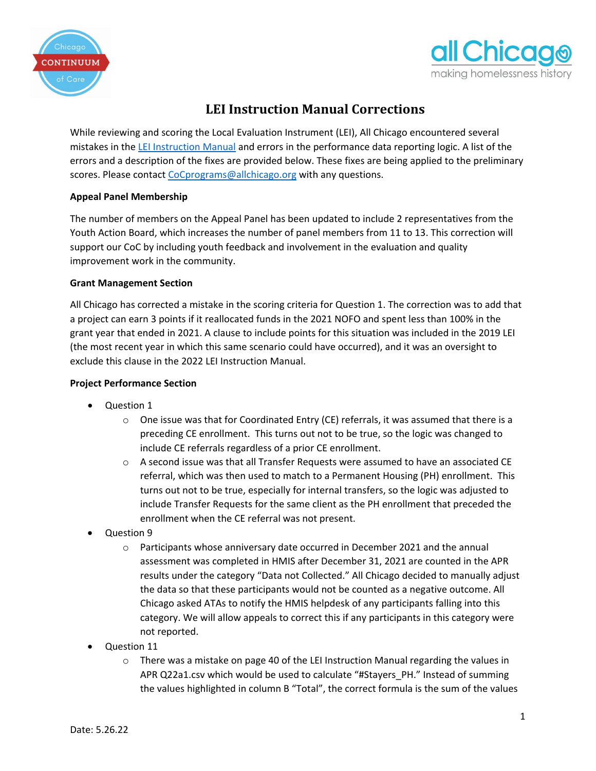# LEI Instruction Manual Corrections

While reviewing and scoring the Local Evaluation Instrument (LEI), All Chicago encountered several mistakes in the [LEI Instruction Manual](#) and errors in the performance data reporting logic. A list of the errors and a description of the fixes are provided below. These fixes are being applied to the preliminary scores. Please contact [CoCprograms@allchicago.org](mailto:CoCprograms@allchicago.org) with any questions.

**Appeal Panel Membership**

The number of members on the Appeal Panel has been updated to include 2 representatives from the Youth Action Board, which increases the number of panel members from 11 to 13. This correction will support our CoC by including youth feedback and involvement in the evaluation and quality improvement work in the community.

**Grant Management Section**

All Chicago has corrected a mistake in the scoring criteria for Question 1. The correction was to add that a project can earn 3 points if it reallocated funds in the 2021 NOFO and spent less than 100% in the grant year that ended in 2021. A clause to include points for this situation was included in the 2019 LEI (the most recent year in which this same scenario could have occurred), and it was an oversight to exclude this clause in the 2022 LEI Instruction Manual.

**Project Performance Section**

- Question 1
  - One issue was that for Coordinated Entry (CE) referrals, it was assumed that there is a preceding CE enrollment. This turns out not to be true, so the logic was changed to include CE referrals regardless of a prior CE enrollment.
  - A second issue was that all Transfer Requests were assumed to have an associated CE referral, which was then used to match to a Permanent Housing (PH) enrollment. This turns out not to be true, especially for internal transfers, so the logic was adjusted to include Transfer Requests for the same client as the PH enrollment that preceded the enrollment when the CE referral was not present.
- Question 9
  - Participants whose anniversary date occurred in December 2021 and the annual assessment was completed in HMIS after December 31, 2021 are counted in the APR results under the category "Data not Collected." All Chicago decided to manually adjust the data so that these participants would not be counted as a negative outcome. All Chicago asked ATAs to notify the HMIS helpdesk of any participants falling into this category. We will allow appeals to correct this if any participants in this category were not reported.
- Question 11
  - There was a mistake on page 40 of the LEI Instruction Manual regarding the values in APR Q22a1.csv which would be used to calculate "#Stayers_PH." Instead of summing the values highlighted in column B "Total", the correct formula is the sum of the values

Date: 5.26.22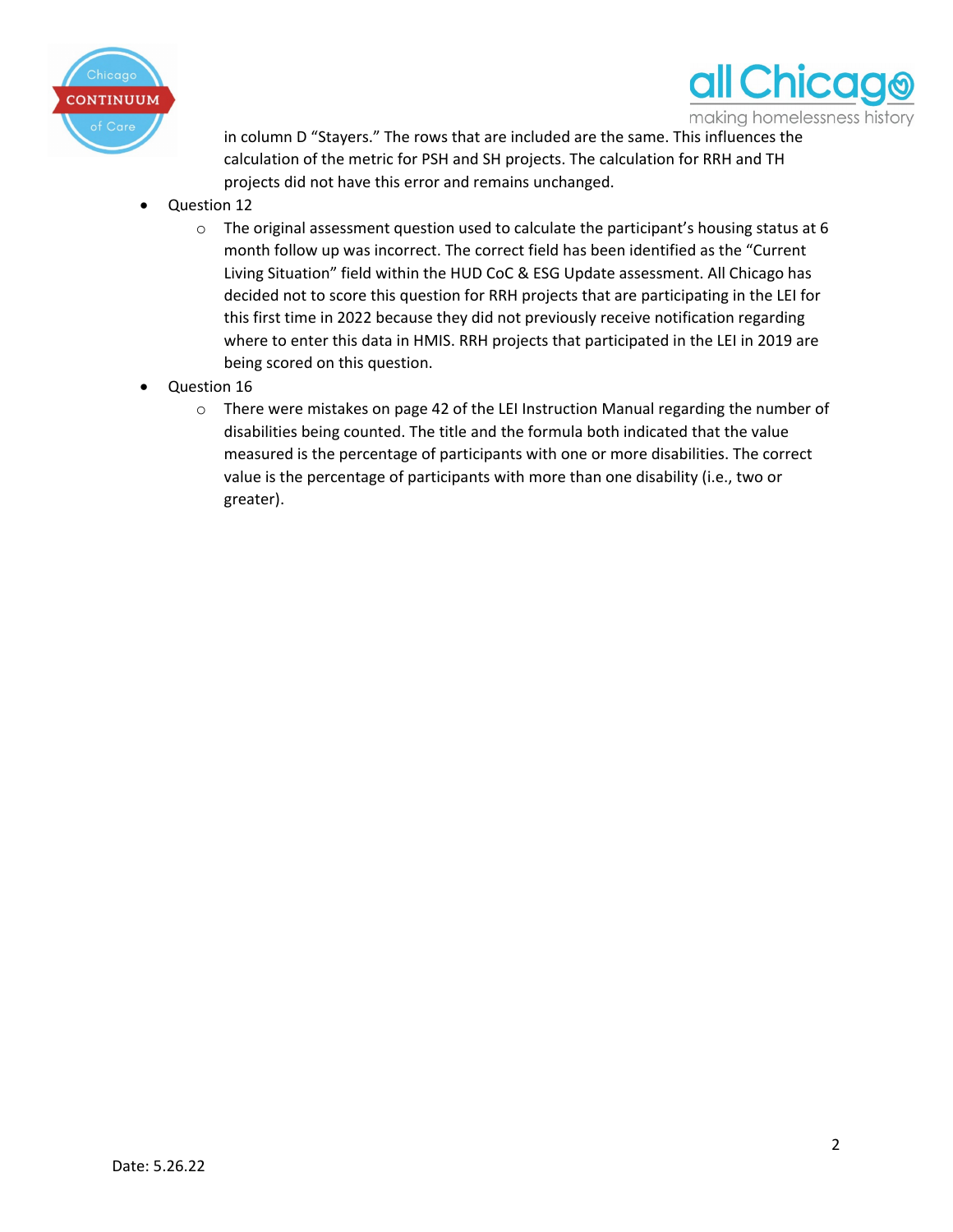in column D "Stayers." The rows that are included are the same. This influences the calculation of the metric for PSH and SH projects. The calculation for RRH and TH projects did not have this error and remains unchanged.

- Question 12
  - The original assessment question used to calculate the participant's housing status at 6 month follow up was incorrect. The correct field has been identified as the "Current Living Situation" field within the HUD CoC & ESG Update assessment. All Chicago has decided not to score this question for RRH projects that are participating in the LEI for this first time in 2022 because they did not previously receive notification regarding where to enter this data in HMIS. RRH projects that participated in the LEI in 2019 are being scored on this question.
- Question 16
  - There were mistakes on page 42 of the LEI Instruction Manual regarding the number of disabilities being counted. The title and the formula both indicated that the value measured is the percentage of participants with one or more disabilities. The correct value is the percentage of participants with more than one disability (i.e., two or greater).

Date: 5.26.22